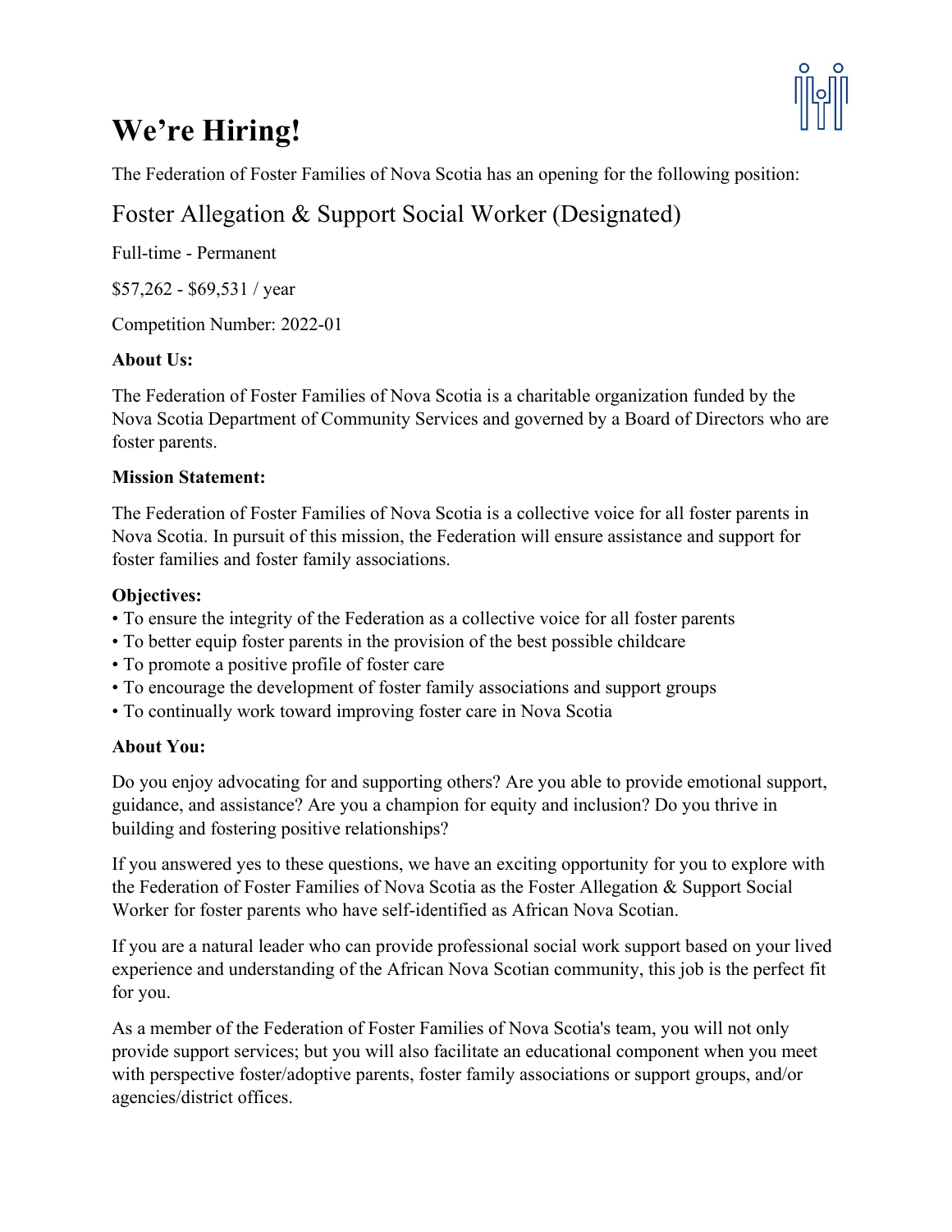# We're Hiring!

The Federation of Foster Families of Nova Scotia has an opening for the following position:

## Foster Allegation & Support Social Worker (Designated)

Full-time - Permanent

$57,262 - $69,531 / year

Competition Number: 2022-01

**About Us:**

The Federation of Foster Families of Nova Scotia is a charitable organization funded by the Nova Scotia Department of Community Services and governed by a Board of Directors who are foster parents.

**Mission Statement:**

The Federation of Foster Families of Nova Scotia is a collective voice for all foster parents in Nova Scotia. In pursuit of this mission, the Federation will ensure assistance and support for foster families and foster family associations.

**Objectives:**

- To ensure the integrity of the Federation as a collective voice for all foster parents
- To better equip foster parents in the provision of the best possible childcare
- To promote a positive profile of foster care
- To encourage the development of foster family associations and support groups
- To continually work toward improving foster care in Nova Scotia

**About You:**

Do you enjoy advocating for and supporting others? Are you able to provide emotional support, guidance, and assistance? Are you a champion for equity and inclusion? Do you thrive in building and fostering positive relationships?

If you answered yes to these questions, we have an exciting opportunity for you to explore with the Federation of Foster Families of Nova Scotia as the Foster Allegation & Support Social Worker for foster parents who have self-identified as African Nova Scotian.

If you are a natural leader who can provide professional social work support based on your lived experience and understanding of the African Nova Scotian community, this job is the perfect fit for you.

As a member of the Federation of Foster Families of Nova Scotia's team, you will not only provide support services; but you will also facilitate an educational component when you meet with perspective foster/adoptive parents, foster family associations or support groups, and/or agencies/district offices.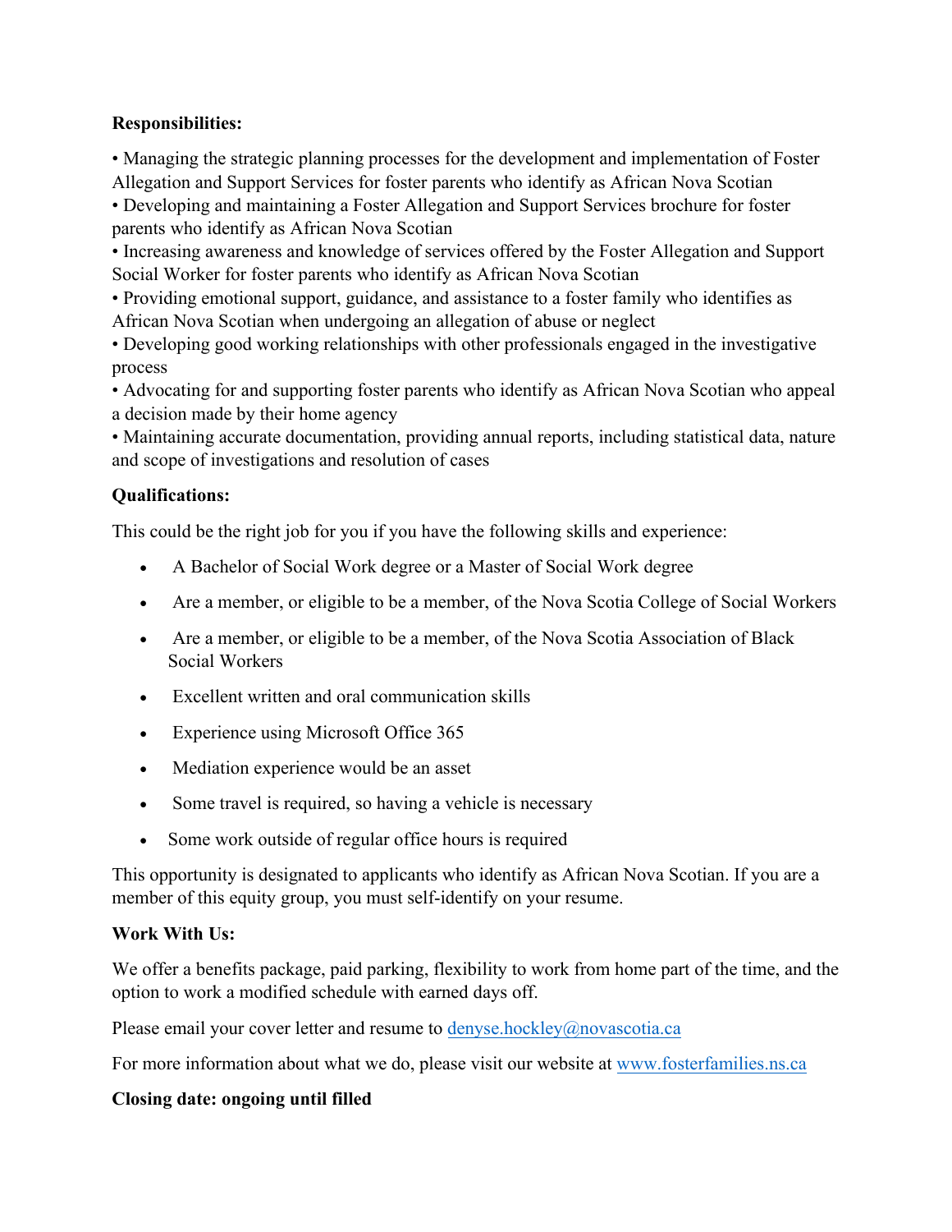**Responsibilities:**

- Managing the strategic planning processes for the development and implementation of Foster Allegation and Support Services for foster parents who identify as African Nova Scotian
- Developing and maintaining a Foster Allegation and Support Services brochure for foster parents who identify as African Nova Scotian
- Increasing awareness and knowledge of services offered by the Foster Allegation and Support Social Worker for foster parents who identify as African Nova Scotian
- Providing emotional support, guidance, and assistance to a foster family who identifies as African Nova Scotian when undergoing an allegation of abuse or neglect
- Developing good working relationships with other professionals engaged in the investigative process
- Advocating for and supporting foster parents who identify as African Nova Scotian who appeal a decision made by their home agency
- Maintaining accurate documentation, providing annual reports, including statistical data, nature and scope of investigations and resolution of cases

**Qualifications:**

This could be the right job for you if you have the following skills and experience:

- A Bachelor of Social Work degree or a Master of Social Work degree
- Are a member, or eligible to be a member, of the Nova Scotia College of Social Workers
- Are a member, or eligible to be a member, of the Nova Scotia Association of Black Social Workers
- Excellent written and oral communication skills
- Experience using Microsoft Office 365
- Mediation experience would be an asset
- Some travel is required, so having a vehicle is necessary
- Some work outside of regular office hours is required

This opportunity is designated to applicants who identify as African Nova Scotian. If you are a member of this equity group, you must self-identify on your resume.

**Work With Us:**

We offer a benefits package, paid parking, flexibility to work from home part of the time, and the option to work a modified schedule with earned days off.

Please email your cover letter and resume to denyse.hockley@novascotia.ca

For more information about what we do, please visit our website at www.fosterfamilies.ns.ca

**Closing date: ongoing until filled**